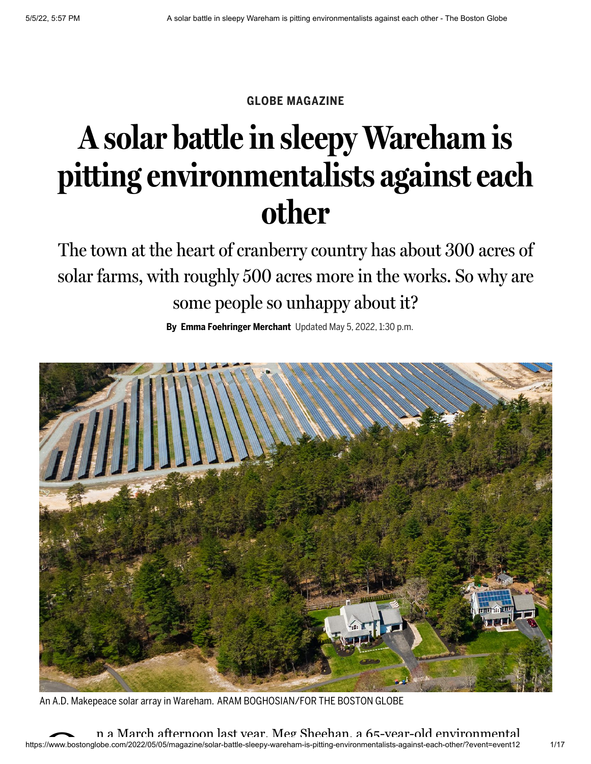GLOBE MAGAZINE

# A solar battle in sleepy Wareham is pitting environmentalists against each other

The town at the heart of cranberry country has about 300 acres of solar farms, with roughly 500 acres more in the works. So why are some people so unhappy about it?

**By Emma Foehringer Merchant** Updated May 5, 2022, 1:30 p.m.

An A.D. Makepeace solar array in Wareham. ARAM BOGHOSIAN/FOR THE BOSTON GLOBE

On a March afternoon last year, Meg Sheehan, a 65-year-old environmental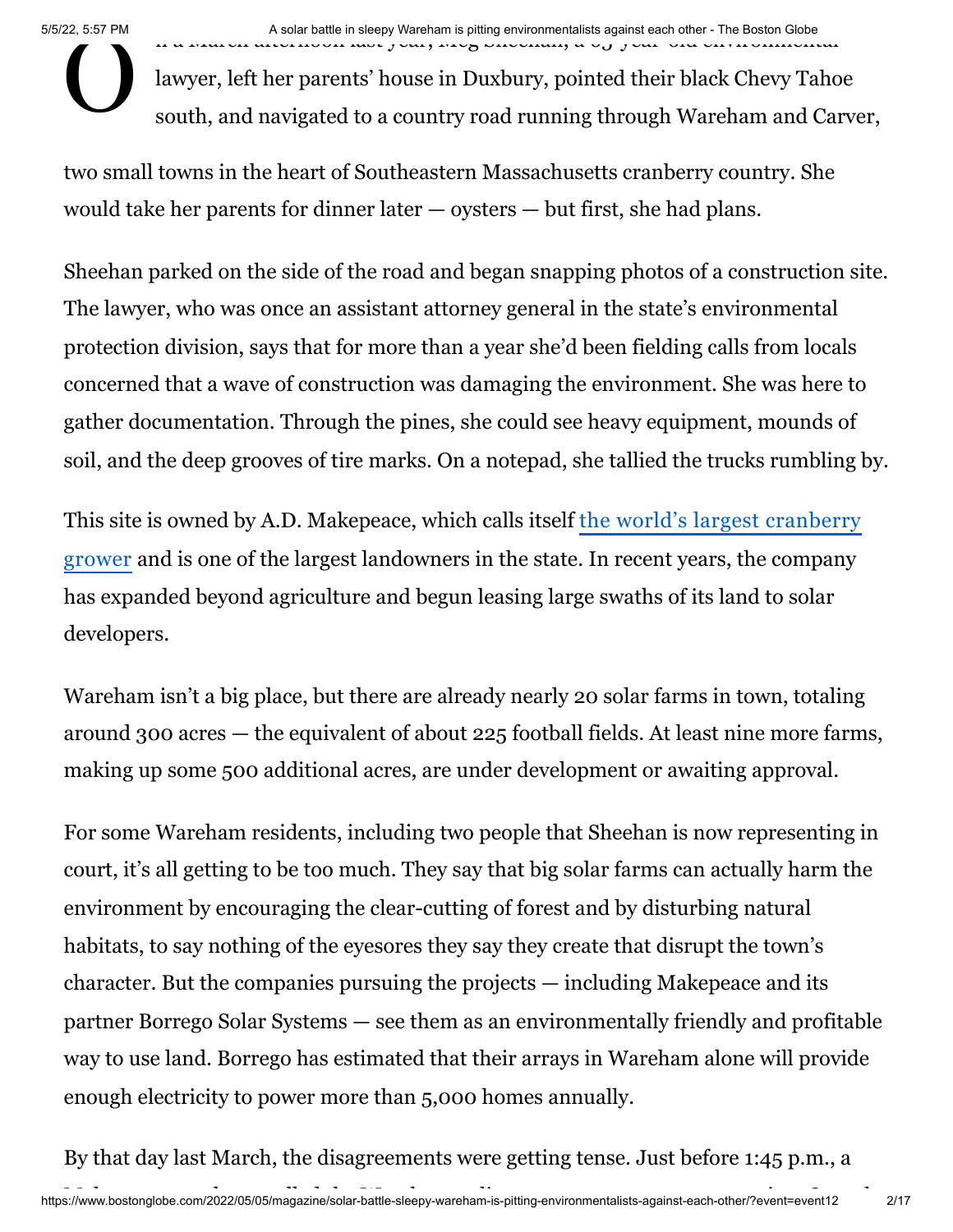On a March afternoon last year, Meg Sheehan, a 65-year-old environmental lawyer, left her parents' house in Duxbury, pointed their black Chevy Tahoe south, and navigated to a country road running through Wareham and Carver, two small towns in the heart of Southeastern Massachusetts cranberry country. She would take her parents for dinner later — oysters — but first, she had plans.

Sheehan parked on the side of the road and began snapping photos of a construction site. The lawyer, who was once an assistant attorney general in the state's environmental protection division, says that for more than a year she'd been fielding calls from locals concerned that a wave of construction was damaging the environment. She was here to gather documentation. Through the pines, she could see heavy equipment, mounds of soil, and the deep grooves of tire marks. On a notepad, she tallied the trucks rumbling by.

This site is owned by A.D. Makepeace, which calls itself the world's largest cranberry grower and is one of the largest landowners in the state. In recent years, the company has expanded beyond agriculture and begun leasing large swaths of its land to solar developers.

Wareham isn't a big place, but there are already nearly 20 solar farms in town, totaling around 300 acres — the equivalent of about 225 football fields. At least nine more farms, making up some 500 additional acres, are under development or awaiting approval.

For some Wareham residents, including two people that Sheehan is now representing in court, it's all getting to be too much. They say that big solar farms can actually harm the environment by encouraging the clear-cutting of forest and by disturbing natural habitats, to say nothing of the eyesores they say they create that disrupt the town's character. But the companies pursuing the projects — including Makepeace and its partner Borrego Solar Systems — see them as an environmentally friendly and profitable way to use land. Borrego has estimated that their arrays in Wareham alone will provide enough electricity to power more than 5,000 homes annually.

By that day last March, the disagreements were getting tense. Just before 1:45 p.m., a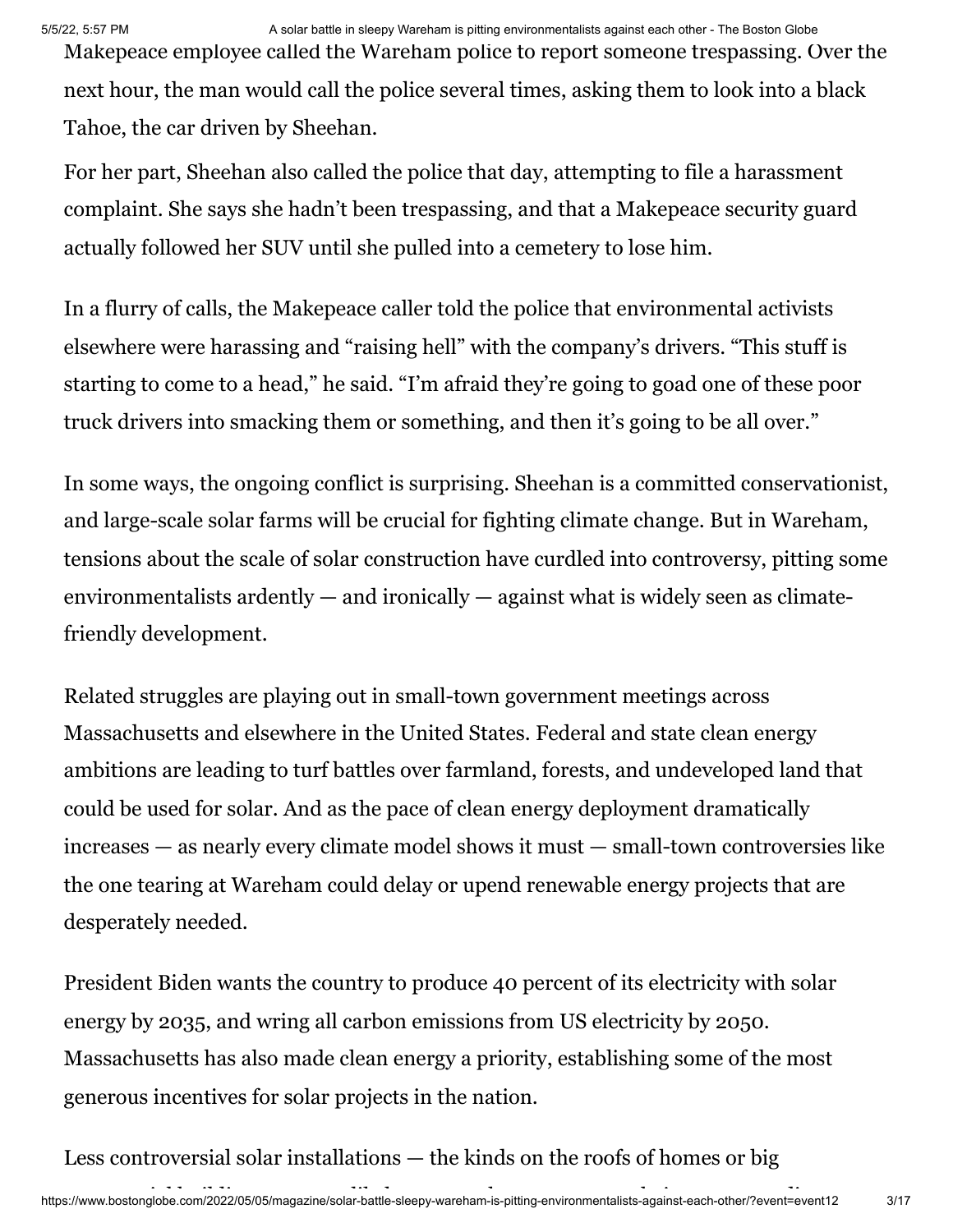Makepeace employee called the Wareham police to report someone trespassing. Over the next hour, the man would call the police several times, asking them to look into a black Tahoe, the car driven by Sheehan.

For her part, Sheehan also called the police that day, attempting to file a harassment complaint. She says she hadn't been trespassing, and that a Makepeace security guard actually followed her SUV until she pulled into a cemetery to lose him.

In a flurry of calls, the Makepeace caller told the police that environmental activists elsewhere were harassing and "raising hell" with the company's drivers. "This stuff is starting to come to a head," he said. "I'm afraid they're going to goad one of these poor truck drivers into smacking them or something, and then it's going to be all over."

In some ways, the ongoing conflict is surprising. Sheehan is a committed conservationist, and large-scale solar farms will be crucial for fighting climate change. But in Wareham, tensions about the scale of solar construction have curdled into controversy, pitting some environmentalists ardently — and ironically — against what is widely seen as climate-friendly development.

Related struggles are playing out in small-town government meetings across Massachusetts and elsewhere in the United States. Federal and state clean energy ambitions are leading to turf battles over farmland, forests, and undeveloped land that could be used for solar. And as the pace of clean energy deployment dramatically increases — as nearly every climate model shows it must — small-town controversies like the one tearing at Wareham could delay or upend renewable energy projects that are desperately needed.

President Biden wants the country to produce 40 percent of its electricity with solar energy by 2035, and wring all carbon emissions from US electricity by 2050. Massachusetts has also made clean energy a priority, establishing some of the most generous incentives for solar projects in the nation.

Less controversial solar installations — the kinds on the roofs of homes or big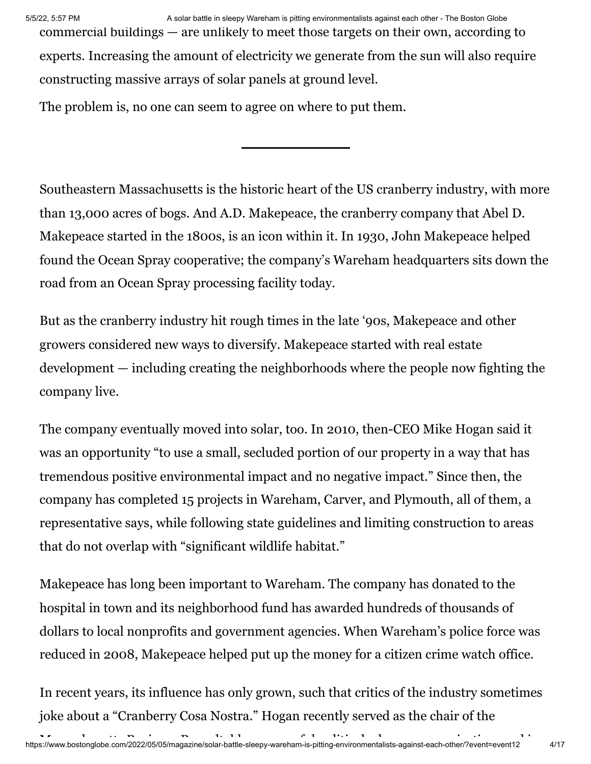commercial buildings — are unlikely to meet those targets on their own, according to experts. Increasing the amount of electricity we generate from the sun will also require constructing massive arrays of solar panels at ground level.

The problem is, no one can seem to agree on where to put them.

---

Southeastern Massachusetts is the historic heart of the US cranberry industry, with more than 13,000 acres of bogs. And A.D. Makepeace, the cranberry company that Abel D. Makepeace started in the 1800s, is an icon within it. In 1930, John Makepeace helped found the Ocean Spray cooperative; the company's Wareham headquarters sits down the road from an Ocean Spray processing facility today.

But as the cranberry industry hit rough times in the late '90s, Makepeace and other growers considered new ways to diversify. Makepeace started with real estate development — including creating the neighborhoods where the people now fighting the company live.

The company eventually moved into solar, too. In 2010, then-CEO Mike Hogan said it was an opportunity "to use a small, secluded portion of our property in a way that has tremendous positive environmental impact and no negative impact." Since then, the company has completed 15 projects in Wareham, Carver, and Plymouth, all of them, a representative says, while following state guidelines and limiting construction to areas that do not overlap with "significant wildlife habitat."

Makepeace has long been important to Wareham. The company has donated to the hospital in town and its neighborhood fund has awarded hundreds of thousands of dollars to local nonprofits and government agencies. When Wareham's police force was reduced in 2008, Makepeace helped put up the money for a citizen crime watch office.

In recent years, its influence has only grown, such that critics of the industry sometimes joke about a "Cranberry Cosa Nostra." Hogan recently served as the chair of the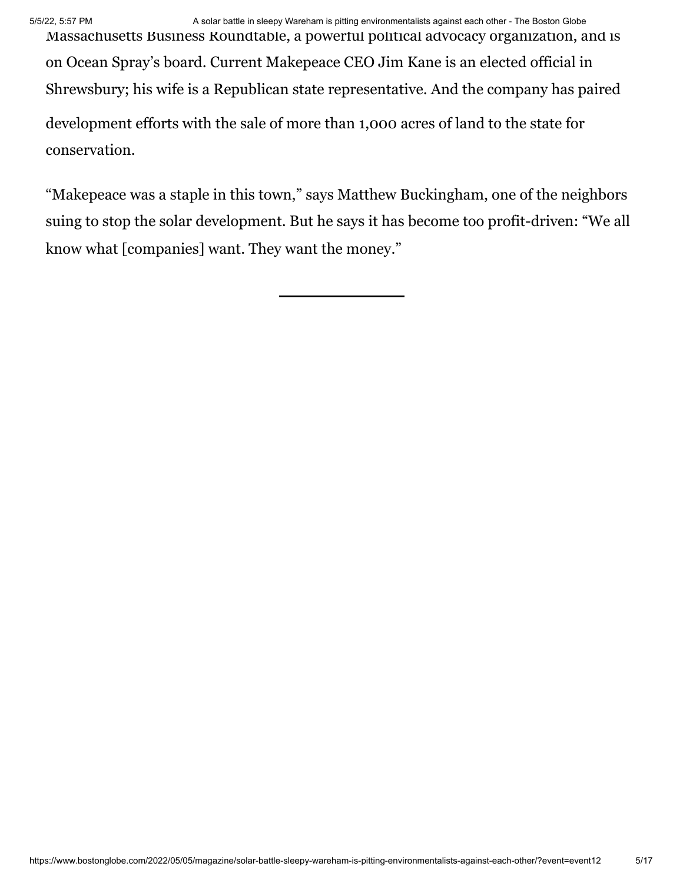Massachusetts Business Roundtable, a powerful political advocacy organization, and is on Ocean Spray's board. Current Makepeace CEO Jim Kane is an elected official in Shrewsbury; his wife is a Republican state representative. And the company has paired development efforts with the sale of more than 1,000 acres of land to the state for conservation.

"Makepeace was a staple in this town," says Matthew Buckingham, one of the neighbors suing to stop the solar development. But he says it has become too profit-driven: "We all know what [companies] want. They want the money."

---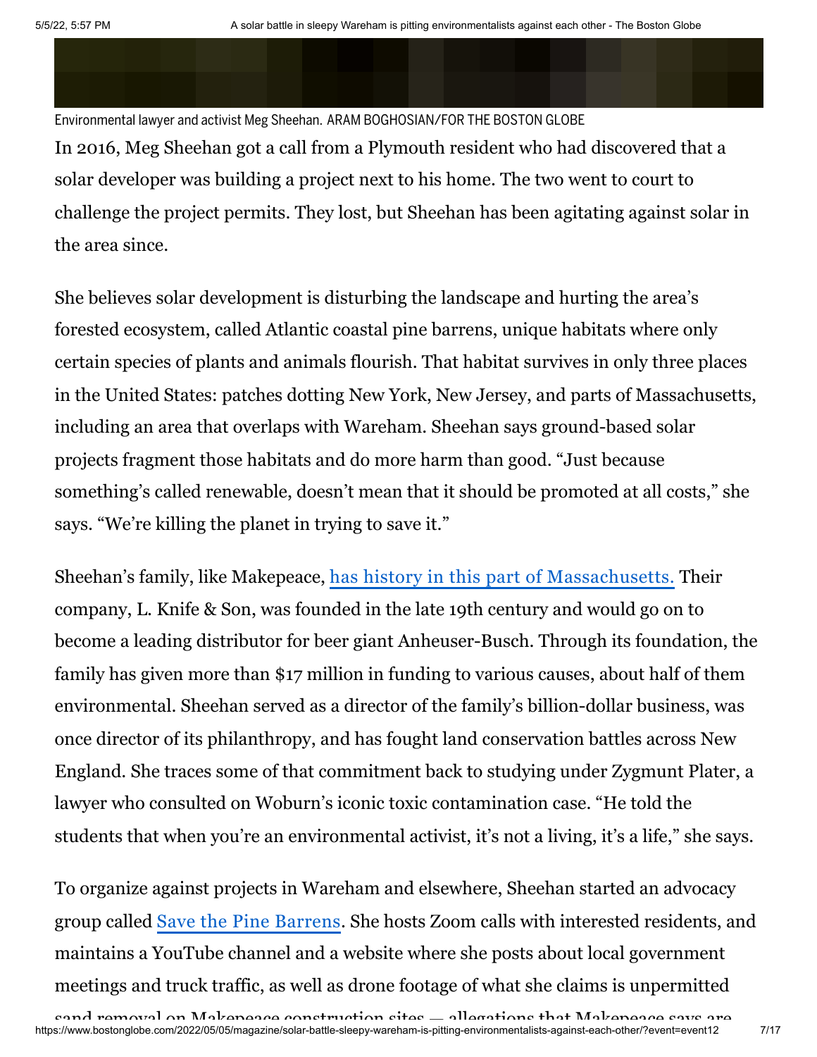Environmental lawyer and activist Meg Sheehan. ARAM BOGHOSIAN/FOR THE BOSTON GLOBE

In 2016, Meg Sheehan got a call from a Plymouth resident who had discovered that a solar developer was building a project next to his home. The two went to court to challenge the project permits. They lost, but Sheehan has been agitating against solar in the area since.

She believes solar development is disturbing the landscape and hurting the area's forested ecosystem, called Atlantic coastal pine barrens, unique habitats where only certain species of plants and animals flourish. That habitat survives in only three places in the United States: patches dotting New York, New Jersey, and parts of Massachusetts, including an area that overlaps with Wareham. Sheehan says ground-based solar projects fragment those habitats and do more harm than good. "Just because something's called renewable, doesn't mean that it should be promoted at all costs," she says. "We're killing the planet in trying to save it."

Sheehan's family, like Makepeace, [has history in this part of Massachusetts.](#) Their company, L. Knife & Son, was founded in the late 19th century and would go on to become a leading distributor for beer giant Anheuser-Busch. Through its foundation, the family has given more than $17 million in funding to various causes, about half of them environmental. Sheehan served as a director of the family's billion-dollar business, was once director of its philanthropy, and has fought land conservation battles across New England. She traces some of that commitment back to studying under Zygmunt Plater, a lawyer who consulted on Woburn's iconic toxic contamination case. "He told the students that when you're an environmental activist, it's not a living, it's a life," she says.

To organize against projects in Wareham and elsewhere, Sheehan started an advocacy group called [Save the Pine Barrens](#). She hosts Zoom calls with interested residents, and maintains a YouTube channel and a website where she posts about local government meetings and truck traffic, as well as drone footage of what she claims is unpermitted sand removal on Makepeace construction sites — allegations that Makepeace says are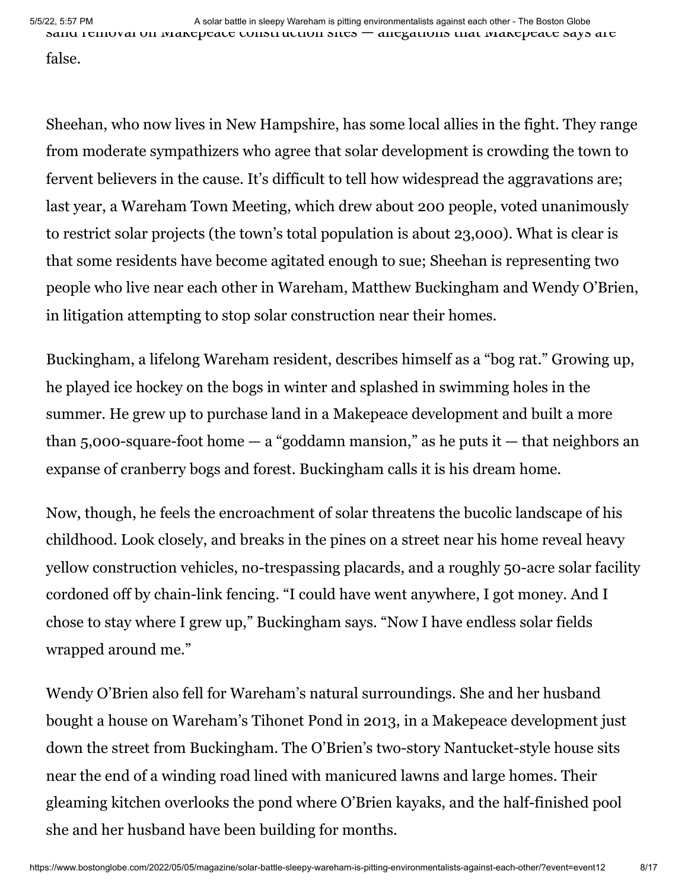sand removal on Makepeace construction sites — allegations that Makepeace says are false.

Sheehan, who now lives in New Hampshire, has some local allies in the fight. They range from moderate sympathizers who agree that solar development is crowding the town to fervent believers in the cause. It's difficult to tell how widespread the aggravations are; last year, a Wareham Town Meeting, which drew about 200 people, voted unanimously to restrict solar projects (the town's total population is about 23,000). What is clear is that some residents have become agitated enough to sue; Sheehan is representing two people who live near each other in Wareham, Matthew Buckingham and Wendy O'Brien, in litigation attempting to stop solar construction near their homes.

Buckingham, a lifelong Wareham resident, describes himself as a "bog rat." Growing up, he played ice hockey on the bogs in winter and splashed in swimming holes in the summer. He grew up to purchase land in a Makepeace development and built a more than 5,000-square-foot home — a "goddamn mansion," as he puts it — that neighbors an expanse of cranberry bogs and forest. Buckingham calls it is his dream home.

Now, though, he feels the encroachment of solar threatens the bucolic landscape of his childhood. Look closely, and breaks in the pines on a street near his home reveal heavy yellow construction vehicles, no-trespassing placards, and a roughly 50-acre solar facility cordoned off by chain-link fencing. "I could have went anywhere, I got money. And I chose to stay where I grew up," Buckingham says. "Now I have endless solar fields wrapped around me."

Wendy O'Brien also fell for Wareham's natural surroundings. She and her husband bought a house on Wareham's Tihonet Pond in 2013, in a Makepeace development just down the street from Buckingham. The O'Brien's two-story Nantucket-style house sits near the end of a winding road lined with manicured lawns and large homes. Their gleaming kitchen overlooks the pond where O'Brien kayaks, and the half-finished pool she and her husband have been building for months.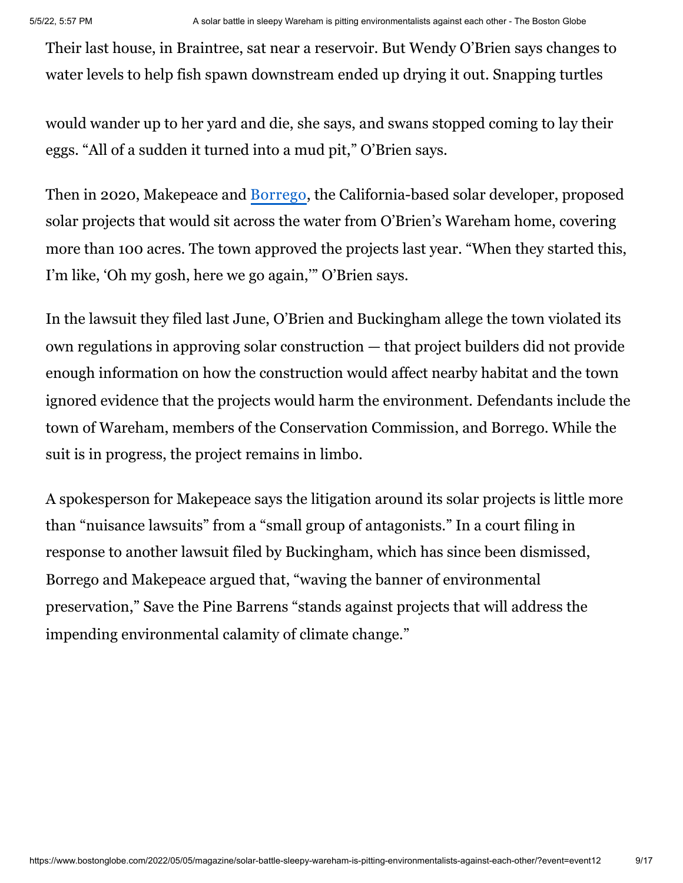Their last house, in Braintree, sat near a reservoir. But Wendy O'Brien says changes to water levels to help fish spawn downstream ended up drying it out. Snapping turtles would wander up to her yard and die, she says, and swans stopped coming to lay their eggs. "All of a sudden it turned into a mud pit," O'Brien says.

Then in 2020, Makepeace and Borrego, the California-based solar developer, proposed solar projects that would sit across the water from O'Brien's Wareham home, covering more than 100 acres. The town approved the projects last year. "When they started this, I'm like, 'Oh my gosh, here we go again,'" O'Brien says.

In the lawsuit they filed last June, O'Brien and Buckingham allege the town violated its own regulations in approving solar construction — that project builders did not provide enough information on how the construction would affect nearby habitat and the town ignored evidence that the projects would harm the environment. Defendants include the town of Wareham, members of the Conservation Commission, and Borrego. While the suit is in progress, the project remains in limbo.

A spokesperson for Makepeace says the litigation around its solar projects is little more than "nuisance lawsuits" from a "small group of antagonists." In a court filing in response to another lawsuit filed by Buckingham, which has since been dismissed, Borrego and Makepeace argued that, "waving the banner of environmental preservation," Save the Pine Barrens "stands against projects that will address the impending environmental calamity of climate change."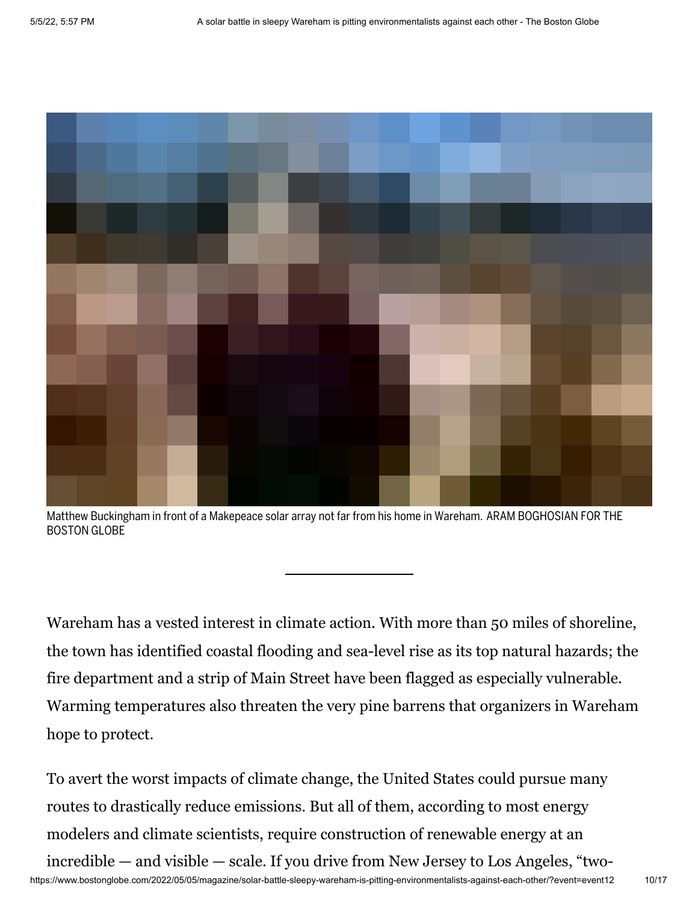Matthew Buckingham in front of a Makepeace solar array not far from his home in Wareham. ARAM BOGHOSIAN FOR THE BOSTON GLOBE

Wareham has a vested interest in climate action. With more than 50 miles of shoreline, the town has identified coastal flooding and sea-level rise as its top natural hazards; the fire department and a strip of Main Street have been flagged as especially vulnerable. Warming temperatures also threaten the very pine barrens that organizers in Wareham hope to protect.

To avert the worst impacts of climate change, the United States could pursue many routes to drastically reduce emissions. But all of them, according to most energy modelers and climate scientists, require construction of renewable energy at an incredible — and visible — scale. If you drive from New Jersey to Los Angeles, "two-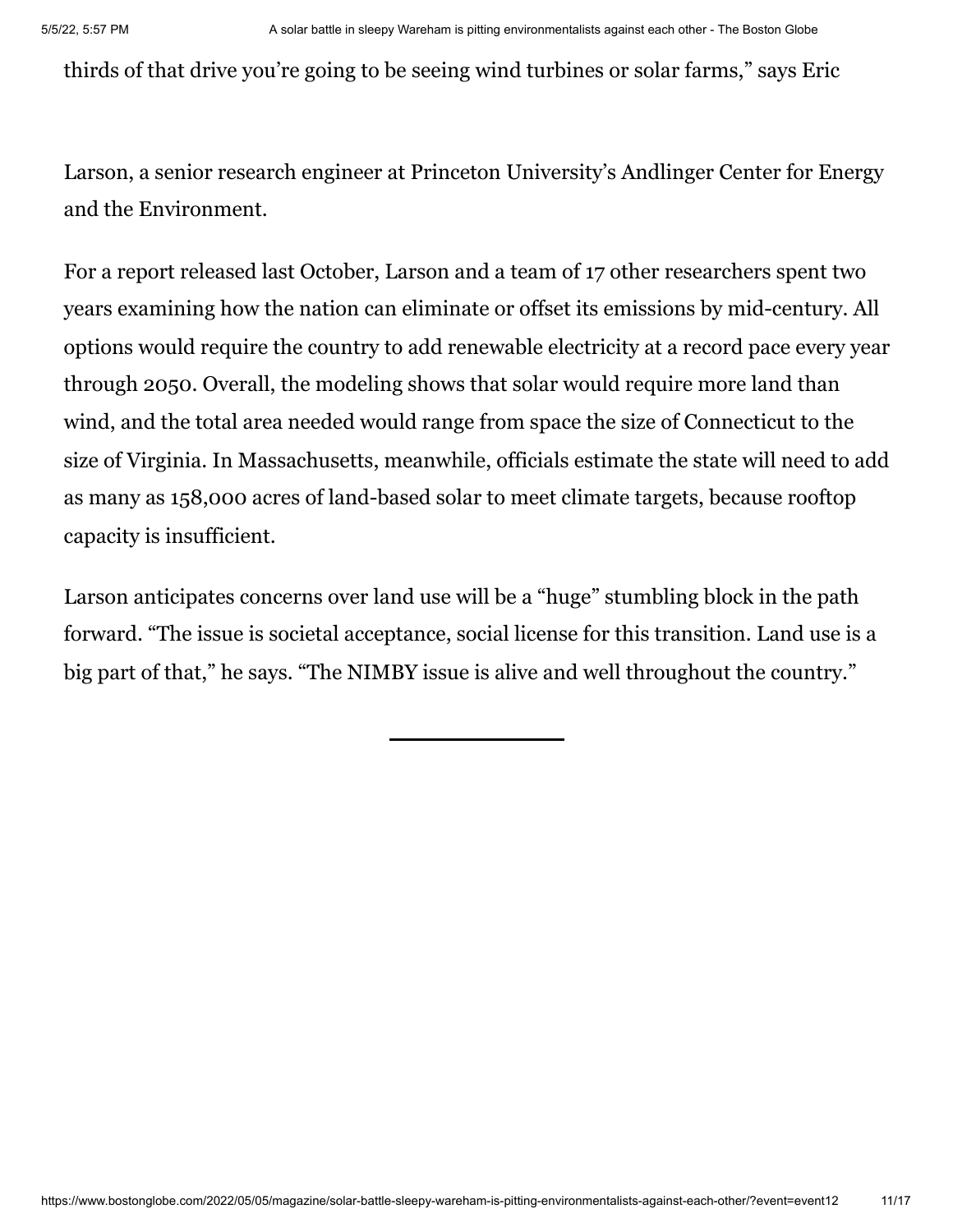thirds of that drive you're going to be seeing wind turbines or solar farms," says Eric

Larson, a senior research engineer at Princeton University's Andlinger Center for Energy and the Environment.

For a report released last October, Larson and a team of 17 other researchers spent two years examining how the nation can eliminate or offset its emissions by mid-century. All options would require the country to add renewable electricity at a record pace every year through 2050. Overall, the modeling shows that solar would require more land than wind, and the total area needed would range from space the size of Connecticut to the size of Virginia. In Massachusetts, meanwhile, officials estimate the state will need to add as many as 158,000 acres of land-based solar to meet climate targets, because rooftop capacity is insufficient.

Larson anticipates concerns over land use will be a "huge" stumbling block in the path forward. "The issue is societal acceptance, social license for this transition. Land use is a big part of that," he says. "The NIMBY issue is alive and well throughout the country."

---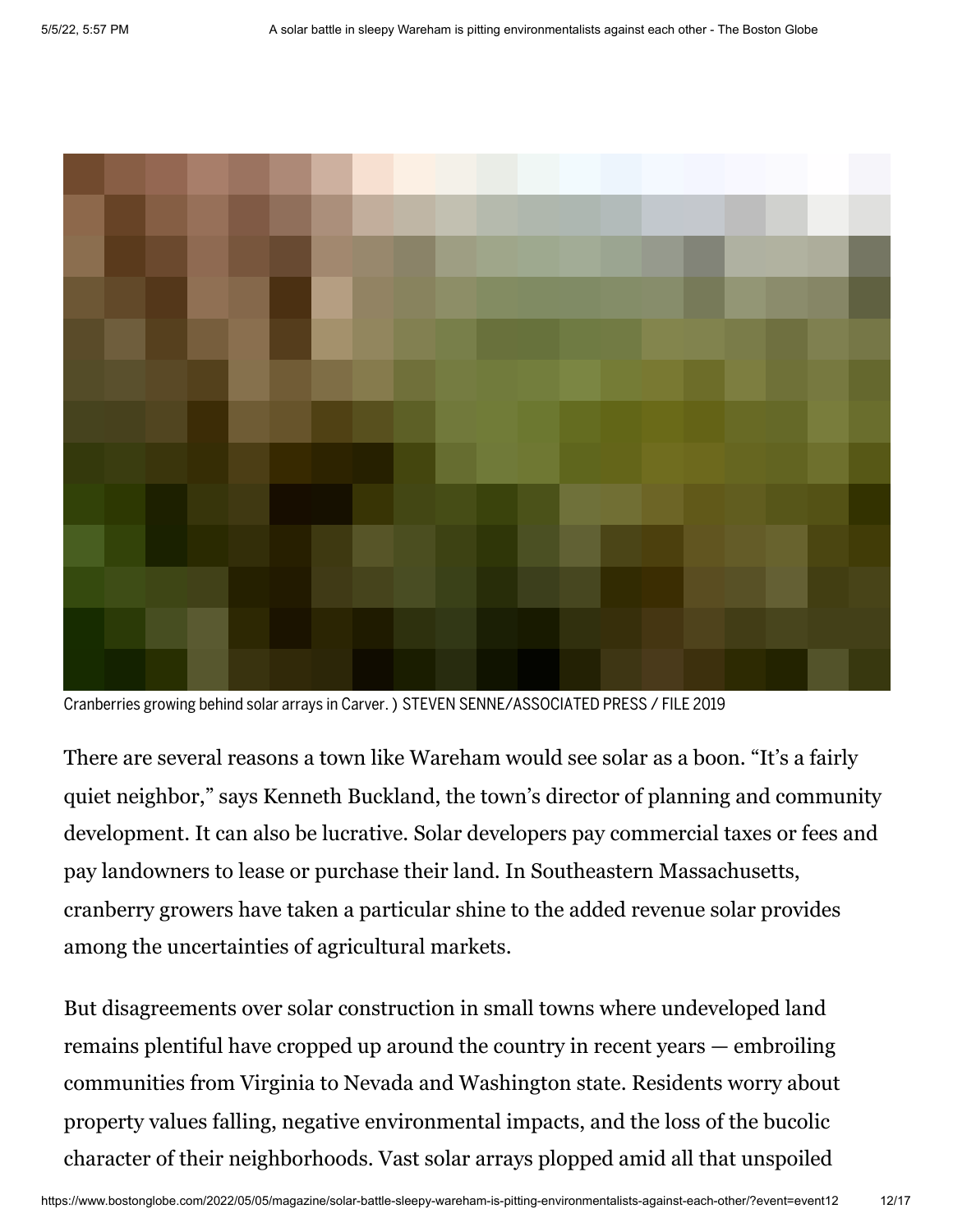Cranberries growing behind solar arrays in Carver. ) STEVEN SENNE/ASSOCIATED PRESS / FILE 2019

There are several reasons a town like Wareham would see solar as a boon. "It's a fairly quiet neighbor," says Kenneth Buckland, the town's director of planning and community development. It can also be lucrative. Solar developers pay commercial taxes or fees and pay landowners to lease or purchase their land. In Southeastern Massachusetts, cranberry growers have taken a particular shine to the added revenue solar provides among the uncertainties of agricultural markets.

But disagreements over solar construction in small towns where undeveloped land remains plentiful have cropped up around the country in recent years — embroiling communities from Virginia to Nevada and Washington state. Residents worry about property values falling, negative environmental impacts, and the loss of the bucolic character of their neighborhoods. Vast solar arrays plopped amid all that unspoiled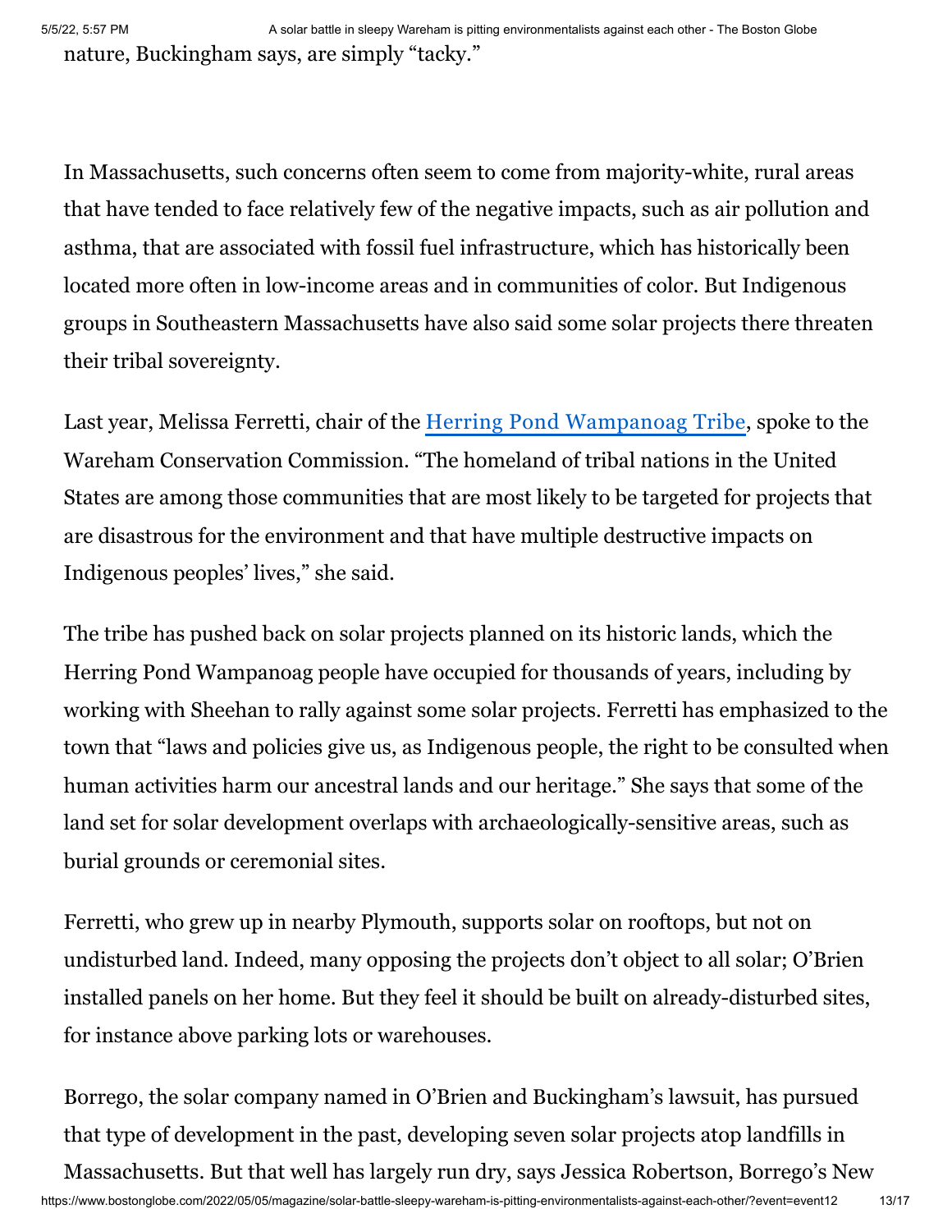nature, Buckingham says, are simply "tacky."

In Massachusetts, such concerns often seem to come from majority-white, rural areas that have tended to face relatively few of the negative impacts, such as air pollution and asthma, that are associated with fossil fuel infrastructure, which has historically been located more often in low-income areas and in communities of color. But Indigenous groups in Southeastern Massachusetts have also said some solar projects there threaten their tribal sovereignty.

Last year, Melissa Ferretti, chair of the Herring Pond Wampanoag Tribe, spoke to the Wareham Conservation Commission. "The homeland of tribal nations in the United States are among those communities that are most likely to be targeted for projects that are disastrous for the environment and that have multiple destructive impacts on Indigenous peoples' lives," she said.

The tribe has pushed back on solar projects planned on its historic lands, which the Herring Pond Wampanoag people have occupied for thousands of years, including by working with Sheehan to rally against some solar projects. Ferretti has emphasized to the town that "laws and policies give us, as Indigenous people, the right to be consulted when human activities harm our ancestral lands and our heritage." She says that some of the land set for solar development overlaps with archaeologically-sensitive areas, such as burial grounds or ceremonial sites.

Ferretti, who grew up in nearby Plymouth, supports solar on rooftops, but not on undisturbed land. Indeed, many opposing the projects don't object to all solar; O'Brien installed panels on her home. But they feel it should be built on already-disturbed sites, for instance above parking lots or warehouses.

Borrego, the solar company named in O'Brien and Buckingham's lawsuit, has pursued that type of development in the past, developing seven solar projects atop landfills in Massachusetts. But that well has largely run dry, says Jessica Robertson, Borrego's New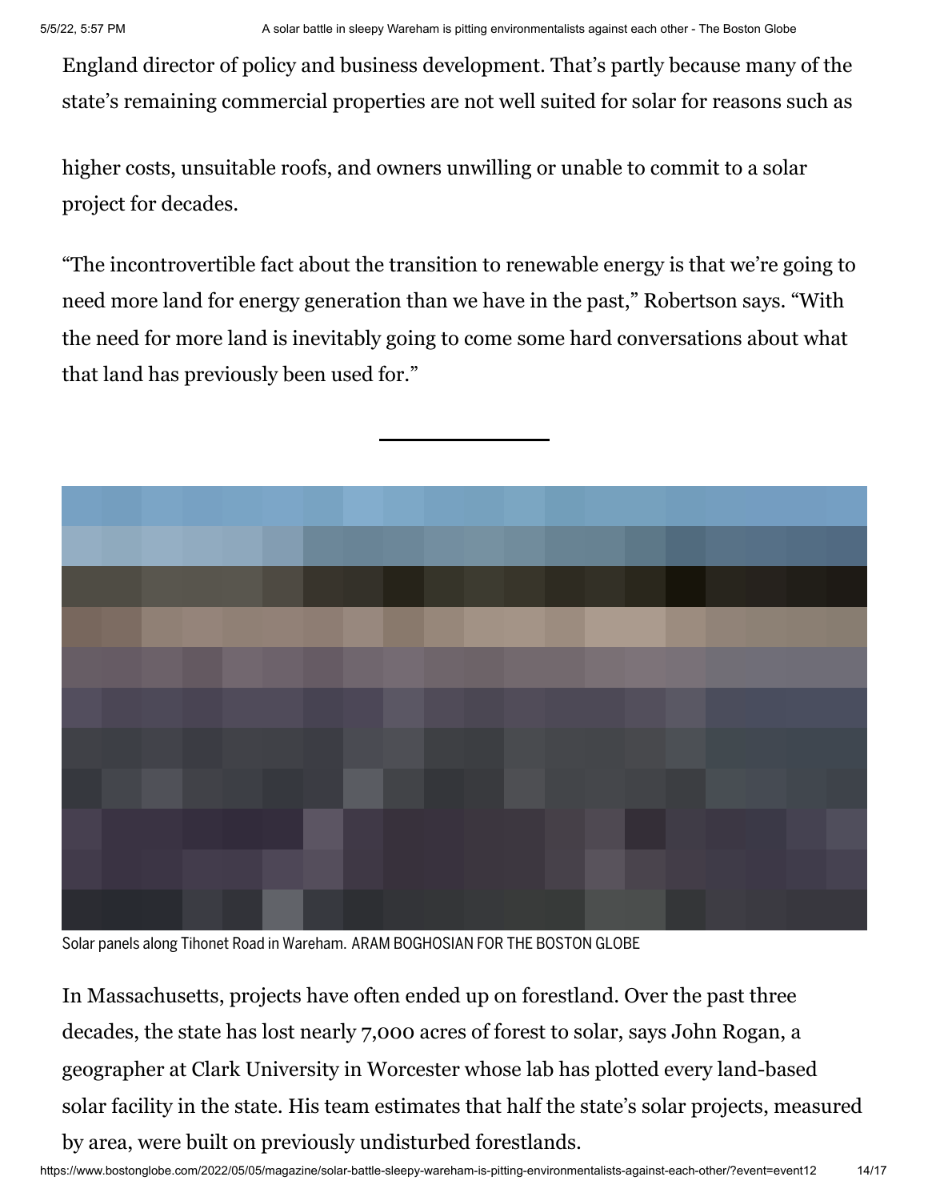England director of policy and business development. That's partly because many of the state's remaining commercial properties are not well suited for solar for reasons such as higher costs, unsuitable roofs, and owners unwilling or unable to commit to a solar project for decades.

"The incontrovertible fact about the transition to renewable energy is that we're going to need more land for energy generation than we have in the past," Robertson says. "With the need for more land is inevitably going to come some hard conversations about what that land has previously been used for."

---

Solar panels along Tihonet Road in Wareham. ARAM BOGHOSIAN FOR THE BOSTON GLOBE

In Massachusetts, projects have often ended up on forestland. Over the past three decades, the state has lost nearly 7,000 acres of forest to solar, says John Rogan, a geographer at Clark University in Worcester whose lab has plotted every land-based solar facility in the state. His team estimates that half the state's solar projects, measured by area, were built on previously undisturbed forestlands.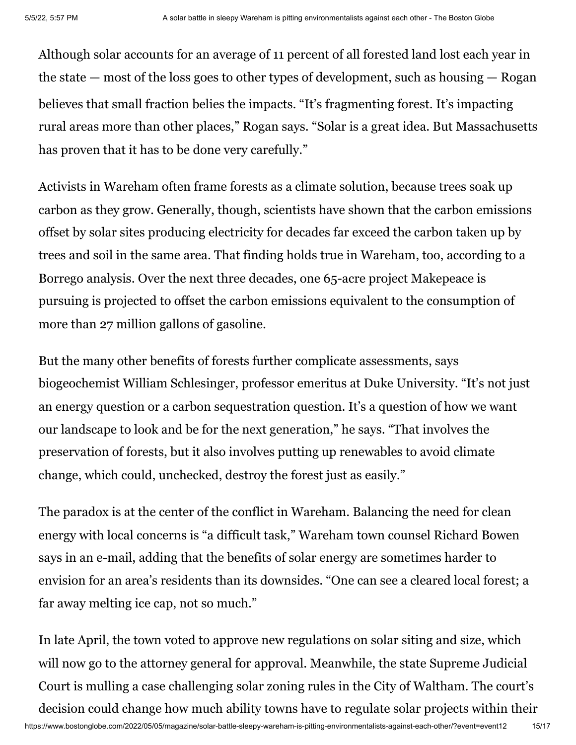Although solar accounts for an average of 11 percent of all forested land lost each year in the state — most of the loss goes to other types of development, such as housing — Rogan believes that small fraction belies the impacts. “It’s fragmenting forest. It’s impacting rural areas more than other places,” Rogan says. “Solar is a great idea. But Massachusetts has proven that it has to be done very carefully.”

Activists in Wareham often frame forests as a climate solution, because trees soak up carbon as they grow. Generally, though, scientists have shown that the carbon emissions offset by solar sites producing electricity for decades far exceed the carbon taken up by trees and soil in the same area. That finding holds true in Wareham, too, according to a Borrego analysis. Over the next three decades, one 65-acre project Makepeace is pursuing is projected to offset the carbon emissions equivalent to the consumption of more than 27 million gallons of gasoline.

But the many other benefits of forests further complicate assessments, says biogeochemist William Schlesinger, professor emeritus at Duke University. “It’s not just an energy question or a carbon sequestration question. It’s a question of how we want our landscape to look and be for the next generation,” he says. “That involves the preservation of forests, but it also involves putting up renewables to avoid climate change, which could, unchecked, destroy the forest just as easily.”

The paradox is at the center of the conflict in Wareham. Balancing the need for clean energy with local concerns is “a difficult task,” Wareham town counsel Richard Bowen says in an e-mail, adding that the benefits of solar energy are sometimes harder to envision for an area’s residents than its downsides. “One can see a cleared local forest; a far away melting ice cap, not so much.”

In late April, the town voted to approve new regulations on solar siting and size, which will now go to the attorney general for approval. Meanwhile, the state Supreme Judicial Court is mulling a case challenging solar zoning rules in the City of Waltham. The court’s decision could change how much ability towns have to regulate solar projects within their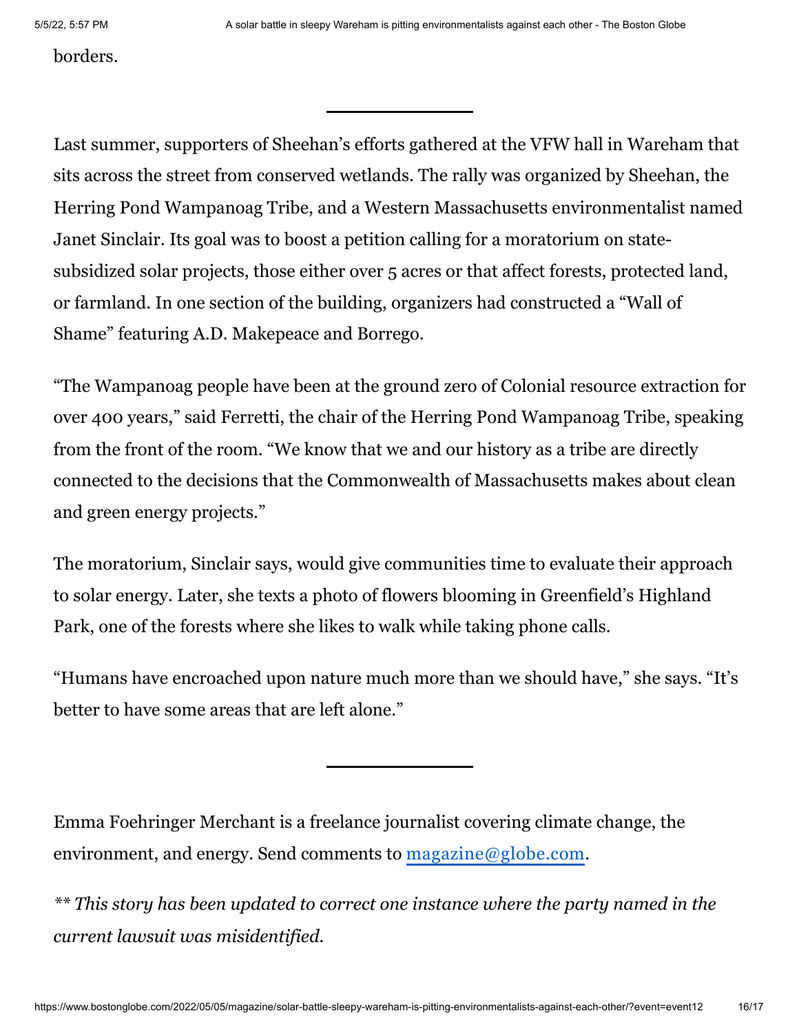borders.

---

Last summer, supporters of Sheehan's efforts gathered at the VFW hall in Wareham that sits across the street from conserved wetlands. The rally was organized by Sheehan, the Herring Pond Wampanoag Tribe, and a Western Massachusetts environmentalist named Janet Sinclair. Its goal was to boost a petition calling for a moratorium on state-subsidized solar projects, those either over 5 acres or that affect forests, protected land, or farmland. In one section of the building, organizers had constructed a "Wall of Shame" featuring A.D. Makepeace and Borrego.

"The Wampanoag people have been at the ground zero of Colonial resource extraction for over 400 years," said Ferretti, the chair of the Herring Pond Wampanoag Tribe, speaking from the front of the room. "We know that we and our history as a tribe are directly connected to the decisions that the Commonwealth of Massachusetts makes about clean and green energy projects."

The moratorium, Sinclair says, would give communities time to evaluate their approach to solar energy. Later, she texts a photo of flowers blooming in Greenfield's Highland Park, one of the forests where she likes to walk while taking phone calls.

"Humans have encroached upon nature much more than we should have," she says. "It's better to have some areas that are left alone."

---

Emma Foehringer Merchant is a freelance journalist covering climate change, the environment, and energy. Send comments to [magazine@globe.com](mailto:magazine@globe.com).

*** This story has been updated to correct one instance where the party named in the current lawsuit was misidentified.*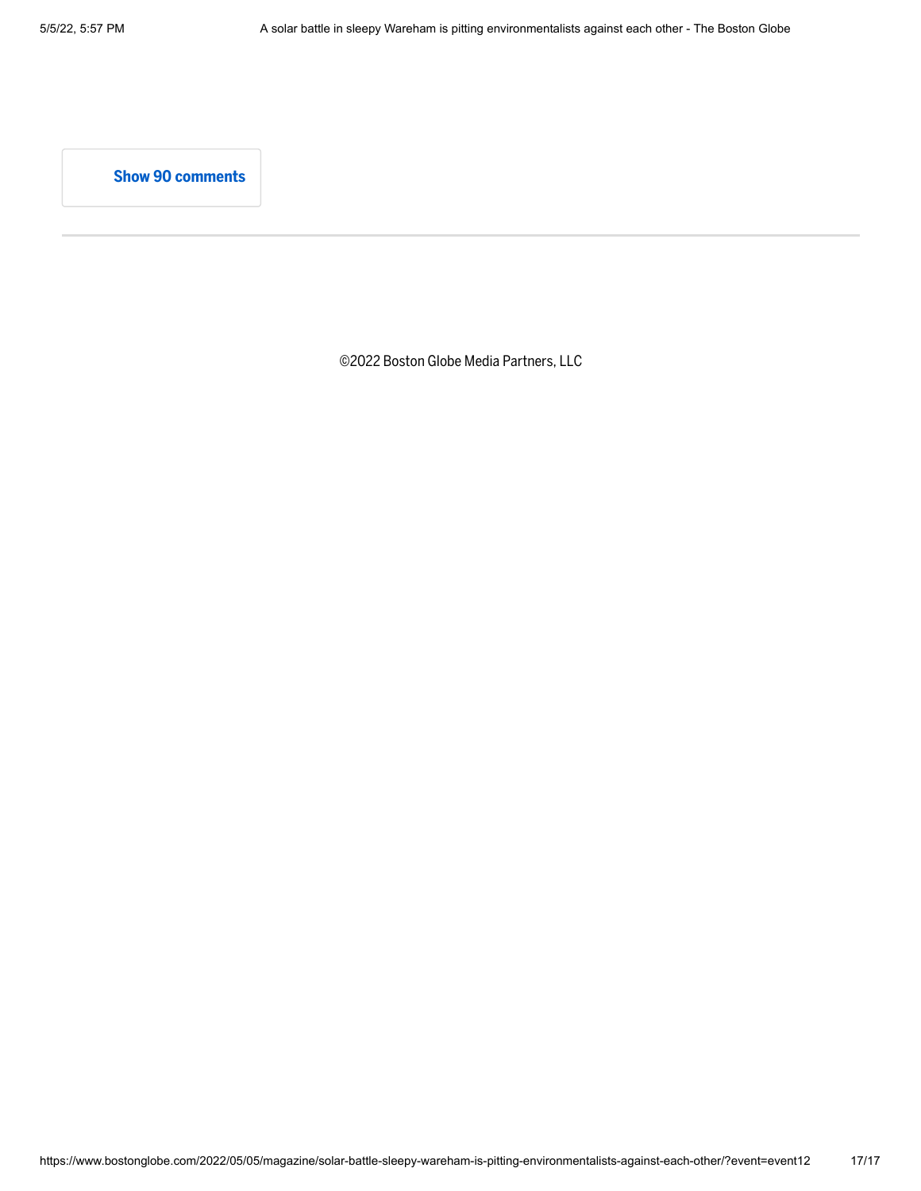Show 90 comments

©2022 Boston Globe Media Partners, LLC